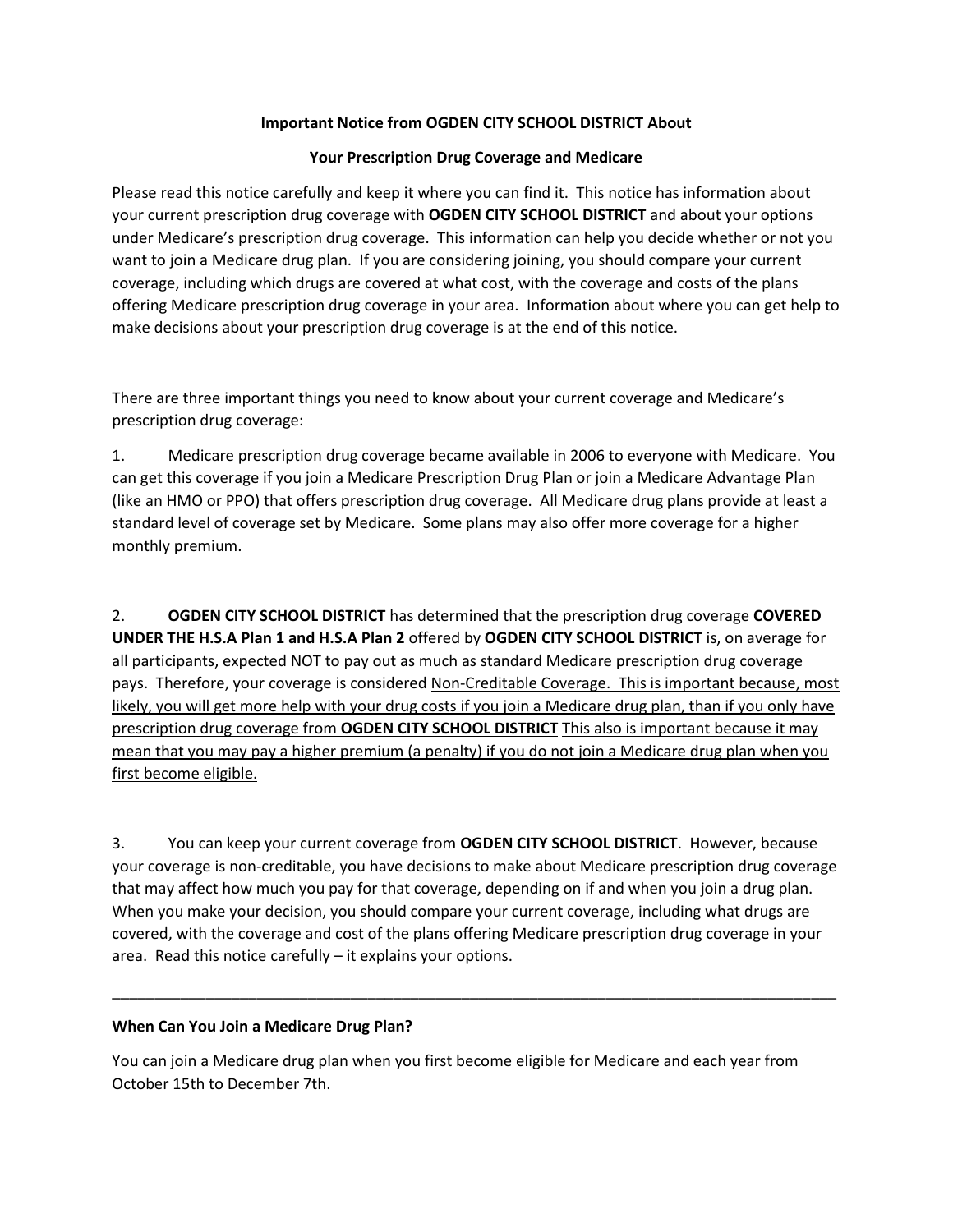**Important Notice from OGDEN CITY SCHOOL DISTRICT About**

**Your Prescription Drug Coverage and Medicare**

Please read this notice carefully and keep it where you can find it. This notice has information about your current prescription drug coverage with **OGDEN CITY SCHOOL DISTRICT** and about your options under Medicare's prescription drug coverage. This information can help you decide whether or not you want to join a Medicare drug plan. If you are considering joining, you should compare your current coverage, including which drugs are covered at what cost, with the coverage and costs of the plans offering Medicare prescription drug coverage in your area. Information about where you can get help to make decisions about your prescription drug coverage is at the end of this notice.

There are three important things you need to know about your current coverage and Medicare's prescription drug coverage:

1. Medicare prescription drug coverage became available in 2006 to everyone with Medicare. You can get this coverage if you join a Medicare Prescription Drug Plan or join a Medicare Advantage Plan (like an HMO or PPO) that offers prescription drug coverage. All Medicare drug plans provide at least a standard level of coverage set by Medicare. Some plans may also offer more coverage for a higher monthly premium.

2. **OGDEN CITY SCHOOL DISTRICT** has determined that the prescription drug coverage **COVERED UNDER THE H.S.A Plan 1 and H.S.A Plan 2** offered by **OGDEN CITY SCHOOL DISTRICT** is, on average for all participants, expected NOT to pay out as much as standard Medicare prescription drug coverage pays. Therefore, your coverage is considered <u>Non-Creditable Coverage. This is important because, most likely, you will get more help with your drug costs if you join a Medicare drug plan, than if you only have prescription drug coverage from **OGDEN CITY SCHOOL DISTRICT** This also is important because it may mean that you may pay a higher premium (a penalty) if you do not join a Medicare drug plan when you first become eligible.</u>

3. You can keep your current coverage from **OGDEN CITY SCHOOL DISTRICT**. However, because your coverage is non-creditable, you have decisions to make about Medicare prescription drug coverage that may affect how much you pay for that coverage, depending on if and when you join a drug plan. When you make your decision, you should compare your current coverage, including what drugs are covered, with the coverage and cost of the plans offering Medicare prescription drug coverage in your area. Read this notice carefully – it explains your options.

---

**When Can You Join a Medicare Drug Plan?**

You can join a Medicare drug plan when you first become eligible for Medicare and each year from October 15th to December 7th.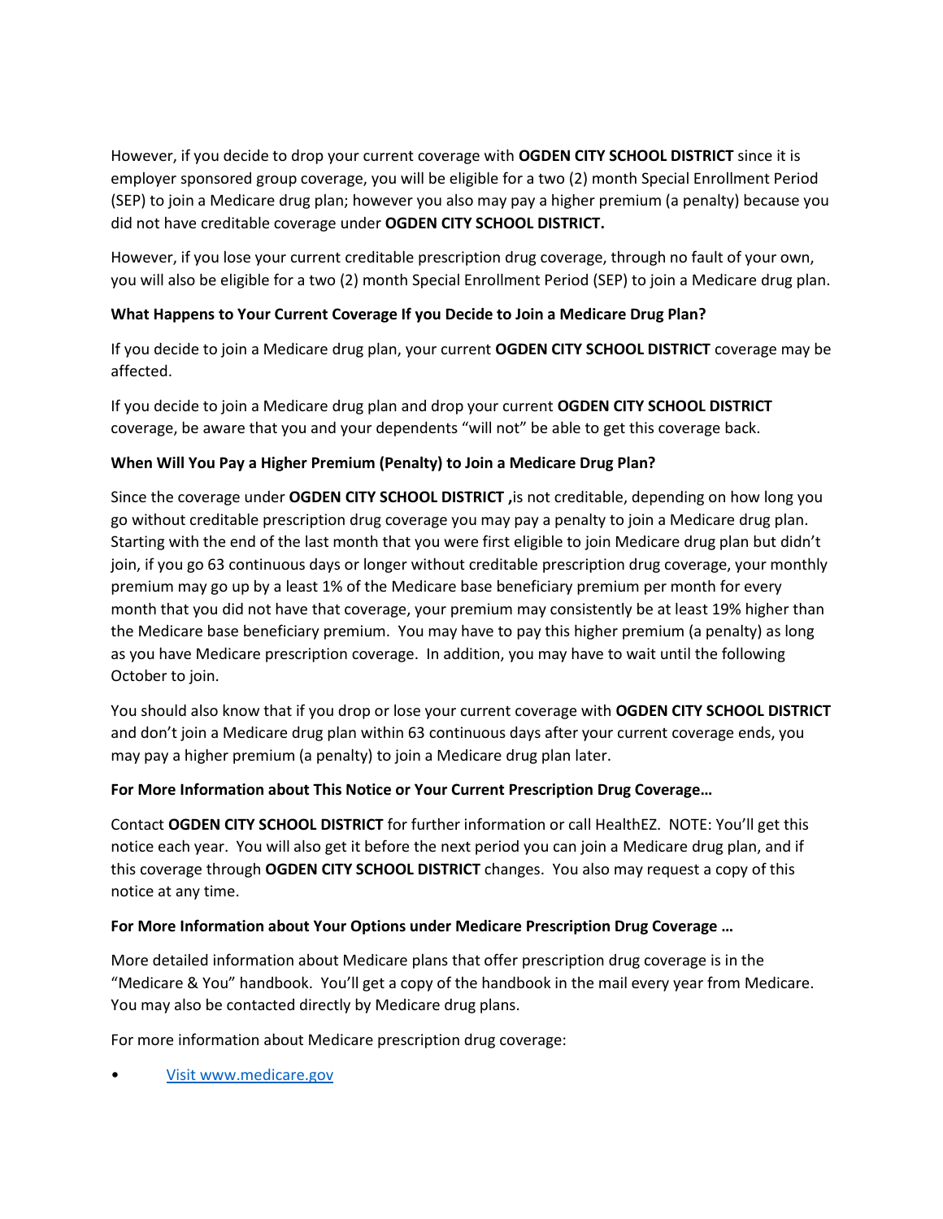However, if you decide to drop your current coverage with **OGDEN CITY SCHOOL DISTRICT** since it is employer sponsored group coverage, you will be eligible for a two (2) month Special Enrollment Period (SEP) to join a Medicare drug plan; however you also may pay a higher premium (a penalty) because you did not have creditable coverage under **OGDEN CITY SCHOOL DISTRICT.**

However, if you lose your current creditable prescription drug coverage, through no fault of your own, you will also be eligible for a two (2) month Special Enrollment Period (SEP) to join a Medicare drug plan.

**What Happens to Your Current Coverage If you Decide to Join a Medicare Drug Plan?**

If you decide to join a Medicare drug plan, your current **OGDEN CITY SCHOOL DISTRICT** coverage may be affected.

If you decide to join a Medicare drug plan and drop your current **OGDEN CITY SCHOOL DISTRICT** coverage, be aware that you and your dependents "will not" be able to get this coverage back.

**When Will You Pay a Higher Premium (Penalty) to Join a Medicare Drug Plan?**

Since the coverage under **OGDEN CITY SCHOOL DISTRICT ,**is not creditable, depending on how long you go without creditable prescription drug coverage you may pay a penalty to join a Medicare drug plan. Starting with the end of the last month that you were first eligible to join Medicare drug plan but didn't join, if you go 63 continuous days or longer without creditable prescription drug coverage, your monthly premium may go up by a least 1% of the Medicare base beneficiary premium per month for every month that you did not have that coverage, your premium may consistently be at least 19% higher than the Medicare base beneficiary premium. You may have to pay this higher premium (a penalty) as long as you have Medicare prescription coverage. In addition, you may have to wait until the following October to join.

You should also know that if you drop or lose your current coverage with **OGDEN CITY SCHOOL DISTRICT** and don't join a Medicare drug plan within 63 continuous days after your current coverage ends, you may pay a higher premium (a penalty) to join a Medicare drug plan later.

**For More Information about This Notice or Your Current Prescription Drug Coverage…**

Contact **OGDEN CITY SCHOOL DISTRICT** for further information or call HealthEZ. NOTE: You'll get this notice each year. You will also get it before the next period you can join a Medicare drug plan, and if this coverage through **OGDEN CITY SCHOOL DISTRICT** changes. You also may request a copy of this notice at any time.

**For More Information about Your Options under Medicare Prescription Drug Coverage …**

More detailed information about Medicare plans that offer prescription drug coverage is in the "Medicare & You" handbook. You'll get a copy of the handbook in the mail every year from Medicare. You may also be contacted directly by Medicare drug plans.

For more information about Medicare prescription drug coverage:

- Visit www.medicare.gov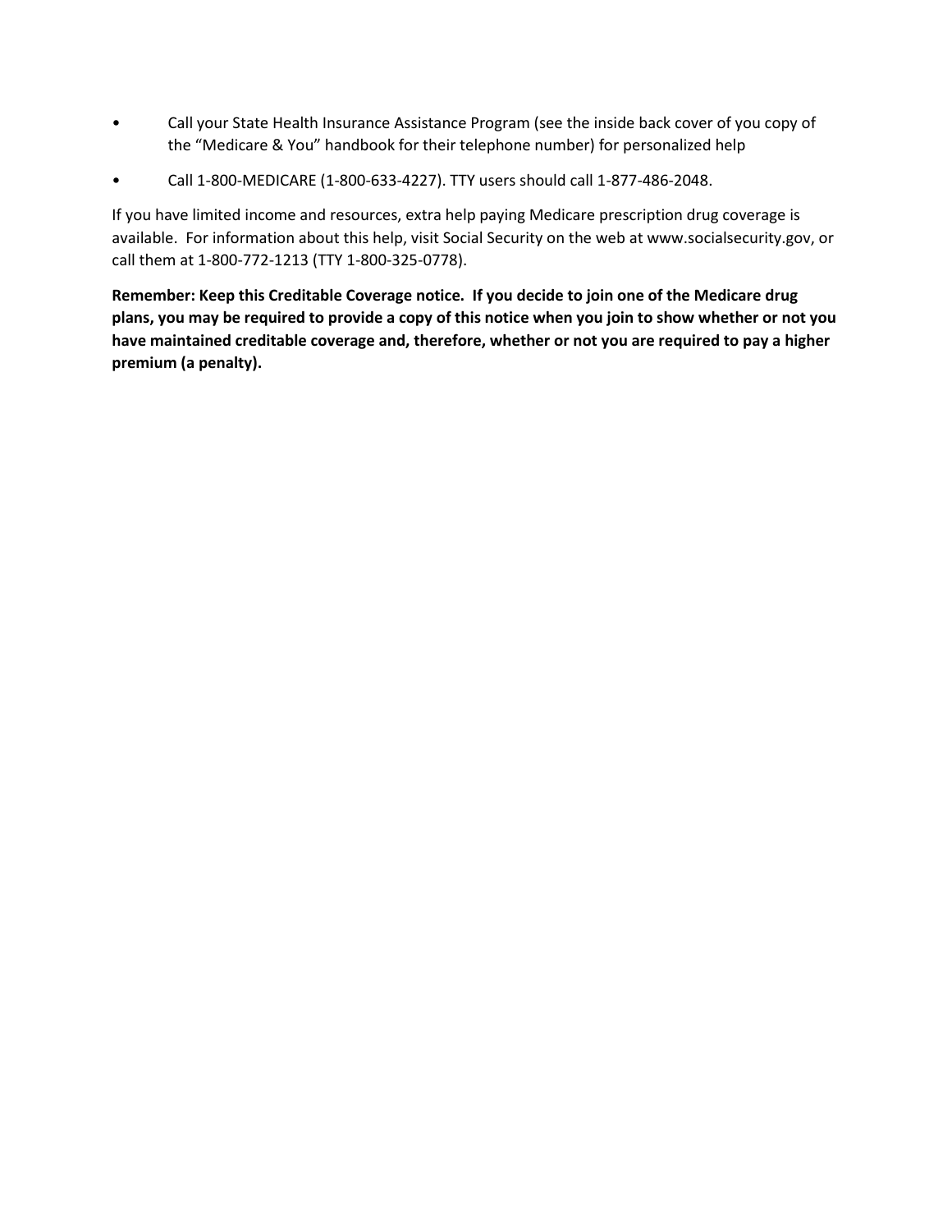- Call your State Health Insurance Assistance Program (see the inside back cover of you copy of the "Medicare & You" handbook for their telephone number) for personalized help
- Call 1-800-MEDICARE (1-800-633-4227). TTY users should call 1-877-486-2048.

If you have limited income and resources, extra help paying Medicare prescription drug coverage is available. For information about this help, visit Social Security on the web at www.socialsecurity.gov, or call them at 1-800-772-1213 (TTY 1-800-325-0778).

**Remember: Keep this Creditable Coverage notice. If you decide to join one of the Medicare drug plans, you may be required to provide a copy of this notice when you join to show whether or not you have maintained creditable coverage and, therefore, whether or not you are required to pay a higher premium (a penalty).**